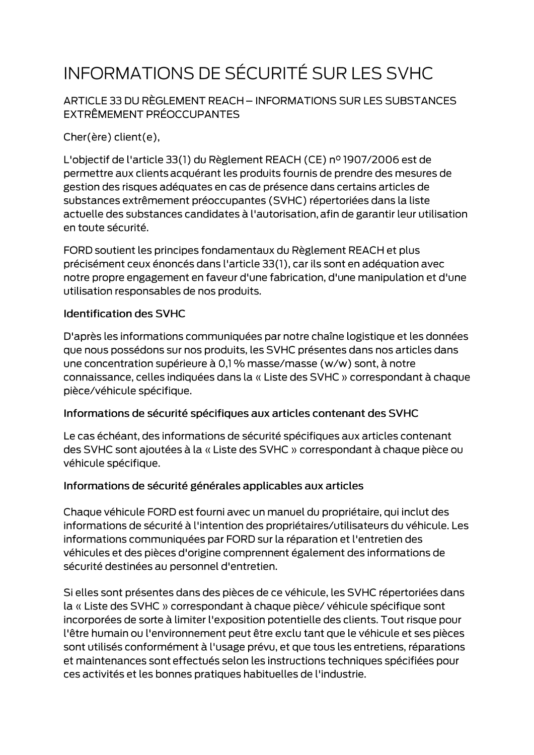# INFORMATIONS DE SÉCURITÉ SUR LES SVHC

## ARTICLE 33 DU RÈGLEMENT REACH – INFORMATIONS SUR LES SUBSTANCES EXTRÊMEMENT PRÉOCCUPANTES

Cher(ère) client(e),

L'objectif de l'article 33(1) du Règlement REACH (CE) nº 1907/2006 est de permettre aux clients acquérant les produits fournis de prendre des mesures de gestion des risques adéquates en cas de présence dans certains articles de substances extrêmement préoccupantes (SVHC) répertoriées dans la liste actuelle des substances candidates à l'autorisation, afin de garantir leur utilisation en toute sécurité.

FORD soutient les principes fondamentaux du Règlement REACH et plus précisément ceux énoncés dans l'article 33(1), car ils sont en adéquation avec notre propre engagement en faveur d'une fabrication, d'une manipulation et d'une utilisation responsables de nos produits.

### Identification des SVHC

D'après les informations communiquées par notre chaîne logistique et les données que nous possédons sur nos produits, les SVHC présentes dans nos articles dans une concentration supérieure à 0,1 % masse/masse (w/w) sont, à notre connaissance, celles indiquées dans la « Liste des SVHC » correspondant à chaque pièce/véhicule spécifique.

### Informations de sécurité spécifiques aux articles contenant des SVHC

Le cas échéant, des informations de sécurité spécifiques aux articles contenant des SVHC sont ajoutées à la « Liste des SVHC » correspondant à chaque pièce ou véhicule spécifique.

### Informations de sécurité générales applicables aux articles

Chaque véhicule FORD est fourni avec un manuel du propriétaire, qui inclut des informations de sécurité à l'intention des propriétaires/utilisateurs du véhicule. Les informations communiquées par FORD sur la réparation et l'entretien des véhicules et des pièces d'origine comprennent également des informations de sécurité destinées au personnel d'entretien.

Si elles sont présentes dans des pièces de ce véhicule, les SVHC répertoriées dans la « Liste des SVHC » correspondant à chaque pièce/ véhicule spécifique sont incorporées de sorte à limiter l'exposition potentielle des clients. Tout risque pour l'être humain ou l'environnement peut être exclu tant que le véhicule et ses pièces sont utilisés conformément à l'usage prévu, et que tous les entretiens, réparations et maintenances sont effectués selon les instructions techniques spécifiées pour ces activités et les bonnes pratiques habituelles de l'industrie.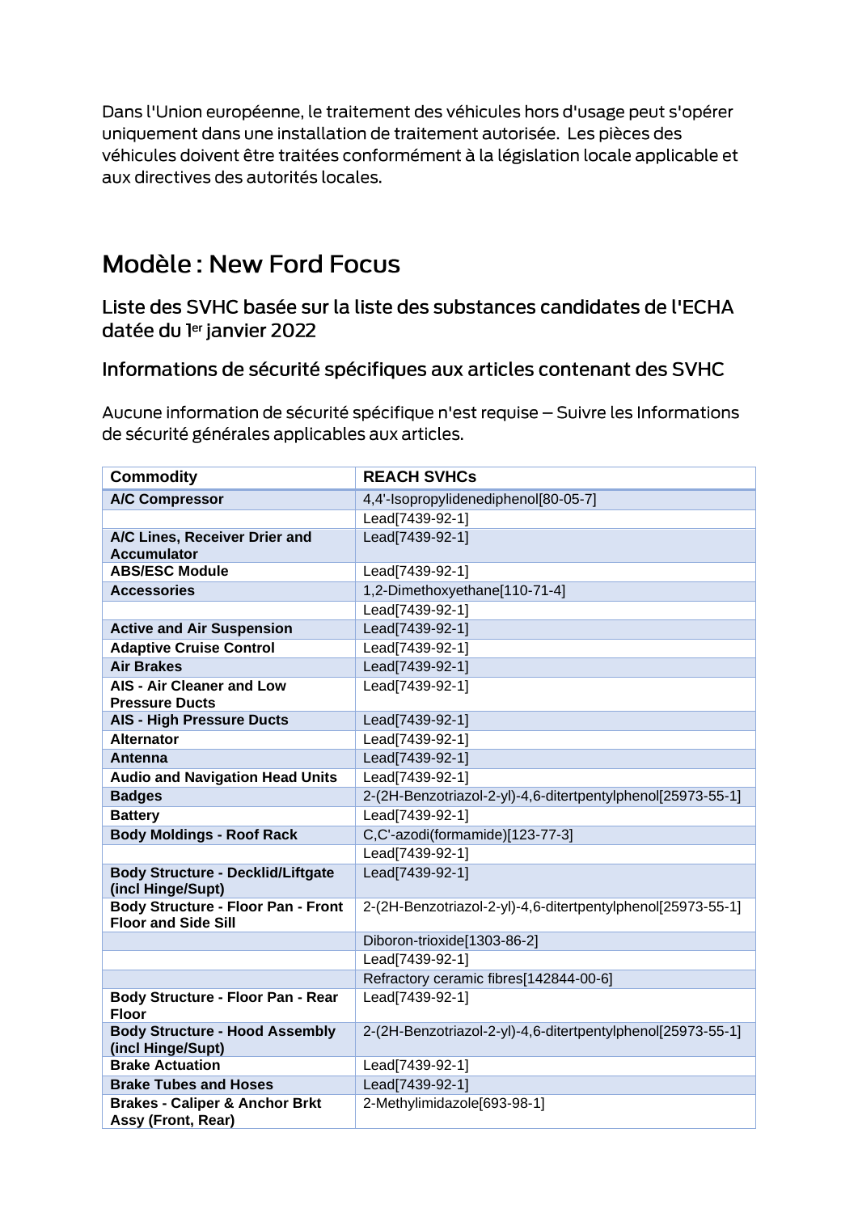Dans l'Union européenne, le traitement des véhicules hors d'usage peut s'opérer uniquement dans une installation de traitement autorisée. Les pièces des véhicules doivent être traitées conformément à la législation locale applicable et aux directives des autorités locales.

# Modèle : New Ford Focus

## Liste des SVHC basée sur la liste des substances candidates de l'ECHA datée du 1er janvier 2022

## Informations de sécurité spécifiques aux articles contenant des SVHC

Aucune information de sécurité spécifique n'est requise – Suivre les Informations de sécurité générales applicables aux articles.

| Commodity | REACH SVHCs |
|---|---|
| **A/C Compressor** | 4,4'-Isopropylidenediphenol[80-05-7] |
| | Lead[7439-92-1] |
| **A/C Lines, Receiver Drier and Accumulator** | Lead[7439-92-1] |
| **ABS/ESC Module** | Lead[7439-92-1] |
| **Accessories** | 1,2-Dimethoxyethane[110-71-4] |
| | Lead[7439-92-1] |
| **Active and Air Suspension** | Lead[7439-92-1] |
| **Adaptive Cruise Control** | Lead[7439-92-1] |
| **Air Brakes** | Lead[7439-92-1] |
| **AIS - Air Cleaner and Low Pressure Ducts** | Lead[7439-92-1] |
| **AIS - High Pressure Ducts** | Lead[7439-92-1] |
| **Alternator** | Lead[7439-92-1] |
| **Antenna** | Lead[7439-92-1] |
| **Audio and Navigation Head Units** | Lead[7439-92-1] |
| **Badges** | 2-(2H-Benzotriazol-2-yl)-4,6-ditertpentylphenol[25973-55-1] |
| **Battery** | Lead[7439-92-1] |
| **Body Moldings - Roof Rack** | C,C'-azodi(formamide)[123-77-3] |
| | Lead[7439-92-1] |
| **Body Structure - Decklid/Liftgate (incl Hinge/Supt)** | Lead[7439-92-1] |
| **Body Structure - Floor Pan - Front Floor and Side Sill** | 2-(2H-Benzotriazol-2-yl)-4,6-ditertpentylphenol[25973-55-1] |
| | Diboron-trioxide[1303-86-2] |
| | Lead[7439-92-1] |
| | Refractory ceramic fibres[142844-00-6] |
| **Body Structure - Floor Pan - Rear Floor** | Lead[7439-92-1] |
| **Body Structure - Hood Assembly (incl Hinge/Supt)** | 2-(2H-Benzotriazol-2-yl)-4,6-ditertpentylphenol[25973-55-1] |
| **Brake Actuation** | Lead[7439-92-1] |
| **Brake Tubes and Hoses** | Lead[7439-92-1] |
| **Brakes - Caliper & Anchor Brkt Assy (Front, Rear)** | 2-Methylimidazole[693-98-1] |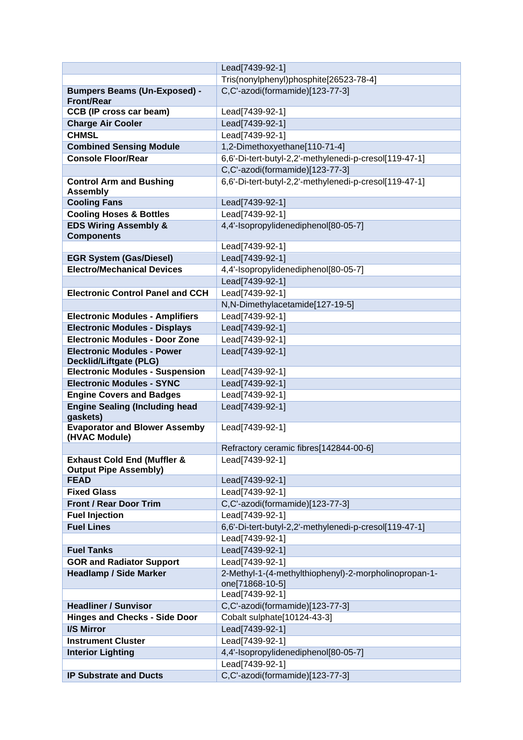| | |
|---|---|
| | Lead[7439-92-1] |
| | Tris(nonylphenyl)phosphite[26523-78-4] |
| **Bumpers Beams (Un-Exposed) - Front/Rear** | C,C'-azodi(formamide)[123-77-3] |
| **CCB (IP cross car beam)** | Lead[7439-92-1] |
| **Charge Air Cooler** | Lead[7439-92-1] |
| **CHMSL** | Lead[7439-92-1] |
| **Combined Sensing Module** | 1,2-Dimethoxyethane[110-71-4] |
| **Console Floor/Rear** | 6,6'-Di-tert-butyl-2,2'-methylenedi-p-cresol[119-47-1] |
| | C,C'-azodi(formamide)[123-77-3] |
| **Control Arm and Bushing Assembly** | 6,6'-Di-tert-butyl-2,2'-methylenedi-p-cresol[119-47-1] |
| **Cooling Fans** | Lead[7439-92-1] |
| **Cooling Hoses & Bottles** | Lead[7439-92-1] |
| **EDS Wiring Assembly & Components** | 4,4'-Isopropylidenediphenol[80-05-7] |
| | Lead[7439-92-1] |
| **EGR System (Gas/Diesel)** | Lead[7439-92-1] |
| **Electro/Mechanical Devices** | 4,4'-Isopropylidenediphenol[80-05-7] |
| | Lead[7439-92-1] |
| **Electronic Control Panel and CCH** | Lead[7439-92-1] |
| | N,N-Dimethylacetamide[127-19-5] |
| **Electronic Modules - Amplifiers** | Lead[7439-92-1] |
| **Electronic Modules - Displays** | Lead[7439-92-1] |
| **Electronic Modules - Door Zone** | Lead[7439-92-1] |
| **Electronic Modules - Power Decklid/Liftgate (PLG)** | Lead[7439-92-1] |
| **Electronic Modules - Suspension** | Lead[7439-92-1] |
| **Electronic Modules - SYNC** | Lead[7439-92-1] |
| **Engine Covers and Badges** | Lead[7439-92-1] |
| **Engine Sealing (Including head gaskets)** | Lead[7439-92-1] |
| **Evaporator and Blower Assemby (HVAC Module)** | Lead[7439-92-1] |
| | Refractory ceramic fibres[142844-00-6] |
| **Exhaust Cold End (Muffler & Output Pipe Assembly)** | Lead[7439-92-1] |
| **FEAD** | Lead[7439-92-1] |
| **Fixed Glass** | Lead[7439-92-1] |
| **Front / Rear Door Trim** | C,C'-azodi(formamide)[123-77-3] |
| **Fuel Injection** | Lead[7439-92-1] |
| **Fuel Lines** | 6,6'-Di-tert-butyl-2,2'-methylenedi-p-cresol[119-47-1] |
| | Lead[7439-92-1] |
| **Fuel Tanks** | Lead[7439-92-1] |
| **GOR and Radiator Support** | Lead[7439-92-1] |
| **Headlamp / Side Marker** | 2-Methyl-1-(4-methylthiophenyl)-2-morpholinopropan-1-one[71868-10-5] |
| | Lead[7439-92-1] |
| **Headliner / Sunvisor** | C,C'-azodi(formamide)[123-77-3] |
| **Hinges and Checks - Side Door** | Cobalt sulphate[10124-43-3] |
| **I/S Mirror** | Lead[7439-92-1] |
| **Instrument Cluster** | Lead[7439-92-1] |
| **Interior Lighting** | 4,4'-Isopropylidenediphenol[80-05-7] |
| | Lead[7439-92-1] |
| **IP Substrate and Ducts** | C,C'-azodi(formamide)[123-77-3] |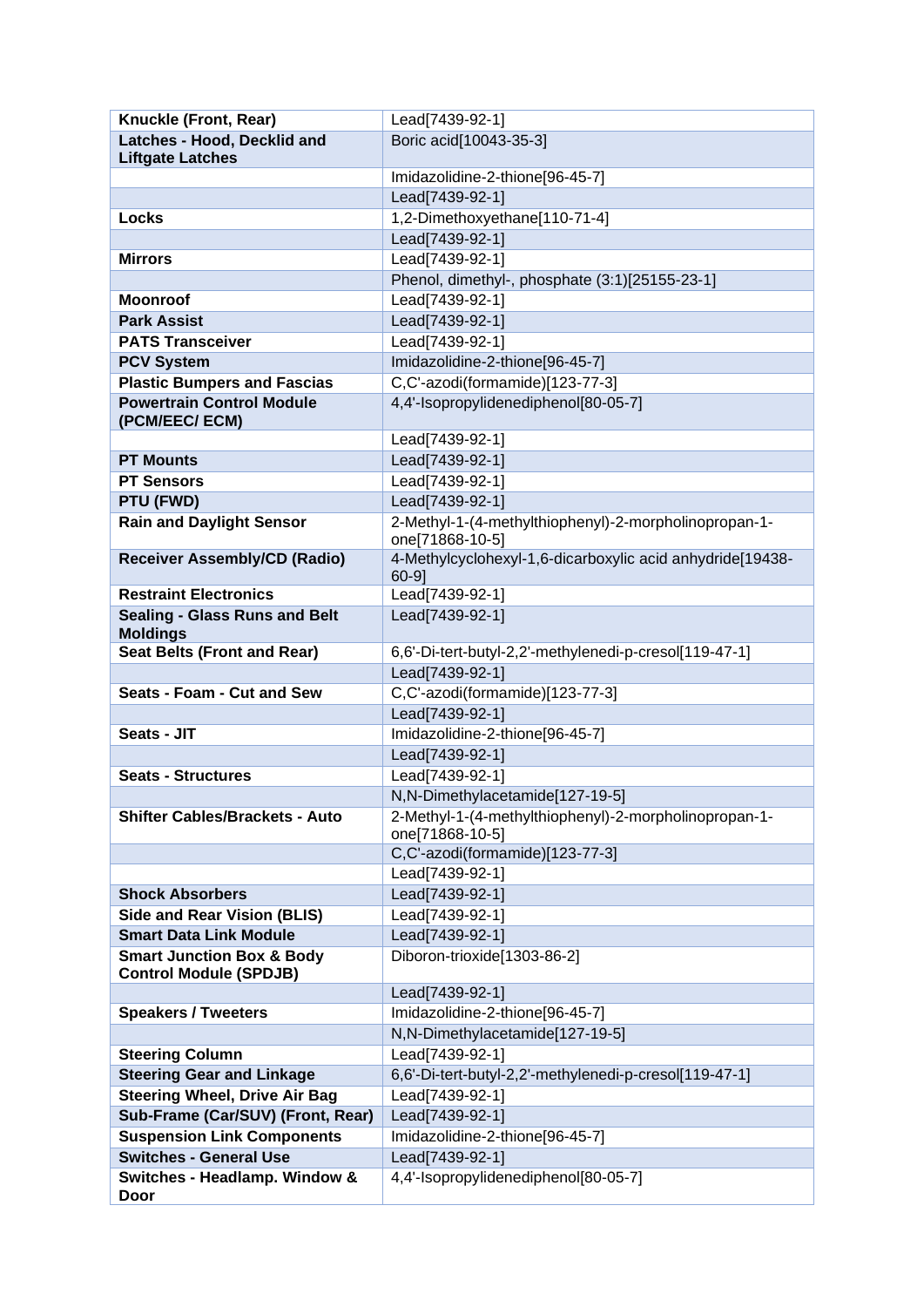| Knuckle (Front, Rear) | Lead[7439-92-1] |
|---|---|
| **Latches - Hood, Decklid and Liftgate Latches** | Boric acid[10043-35-3] |
| | Imidazolidine-2-thione[96-45-7] |
| | Lead[7439-92-1] |
| **Locks** | 1,2-Dimethoxyethane[110-71-4] |
| | Lead[7439-92-1] |
| **Mirrors** | Lead[7439-92-1] |
| | Phenol, dimethyl-, phosphate (3:1)[25155-23-1] |
| **Moonroof** | Lead[7439-92-1] |
| **Park Assist** | Lead[7439-92-1] |
| **PATS Transceiver** | Lead[7439-92-1] |
| **PCV System** | Imidazolidine-2-thione[96-45-7] |
| **Plastic Bumpers and Fascias** | C,C'-azodi(formamide)[123-77-3] |
| **Powertrain Control Module (PCM/EEC/ ECM)** | 4,4'-Isopropylidenediphenol[80-05-7] |
| | Lead[7439-92-1] |
| **PT Mounts** | Lead[7439-92-1] |
| **PT Sensors** | Lead[7439-92-1] |
| **PTU (FWD)** | Lead[7439-92-1] |
| **Rain and Daylight Sensor** | 2-Methyl-1-(4-methylthiophenyl)-2-morpholinopropan-1-one[71868-10-5] |
| **Receiver Assembly/CD (Radio)** | 4-Methylcyclohexyl-1,6-dicarboxylic acid anhydride[19438-60-9] |
| **Restraint Electronics** | Lead[7439-92-1] |
| **Sealing - Glass Runs and Belt Moldings** | Lead[7439-92-1] |
| **Seat Belts (Front and Rear)** | 6,6'-Di-tert-butyl-2,2'-methylenedi-p-cresol[119-47-1] |
| | Lead[7439-92-1] |
| **Seats - Foam - Cut and Sew** | C,C'-azodi(formamide)[123-77-3] |
| | Lead[7439-92-1] |
| **Seats - JIT** | Imidazolidine-2-thione[96-45-7] |
| | Lead[7439-92-1] |
| **Seats - Structures** | Lead[7439-92-1] |
| | N,N-Dimethylacetamide[127-19-5] |
| **Shifter Cables/Brackets - Auto** | 2-Methyl-1-(4-methylthiophenyl)-2-morpholinopropan-1-one[71868-10-5] |
| | C,C'-azodi(formamide)[123-77-3] |
| | Lead[7439-92-1] |
| **Shock Absorbers** | Lead[7439-92-1] |
| **Side and Rear Vision (BLIS)** | Lead[7439-92-1] |
| **Smart Data Link Module** | Lead[7439-92-1] |
| **Smart Junction Box & Body Control Module (SPDJB)** | Diboron-trioxide[1303-86-2] |
| | Lead[7439-92-1] |
| **Speakers / Tweeters** | Imidazolidine-2-thione[96-45-7] |
| | N,N-Dimethylacetamide[127-19-5] |
| **Steering Column** | Lead[7439-92-1] |
| **Steering Gear and Linkage** | 6,6'-Di-tert-butyl-2,2'-methylenedi-p-cresol[119-47-1] |
| **Steering Wheel, Drive Air Bag** | Lead[7439-92-1] |
| **Sub-Frame (Car/SUV) (Front, Rear)** | Lead[7439-92-1] |
| **Suspension Link Components** | Imidazolidine-2-thione[96-45-7] |
| **Switches - General Use** | Lead[7439-92-1] |
| **Switches - Headlamp. Window & Door** | 4,4'-Isopropylidenediphenol[80-05-7] |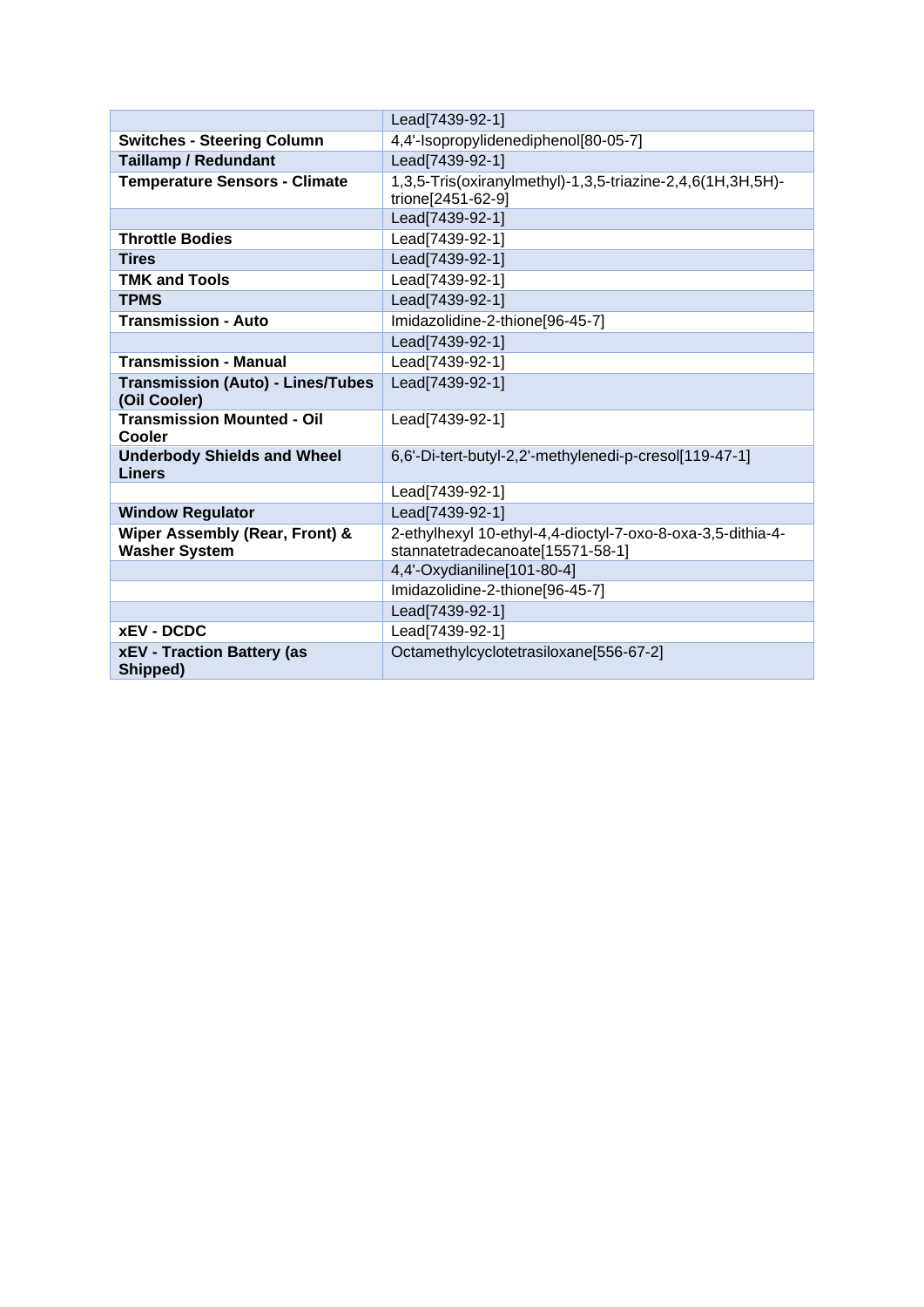| | |
|---|---|
| | Lead[7439-92-1] |
| **Switches - Steering Column** | 4,4'-Isopropylidenediphenol[80-05-7] |
| **Taillamp / Redundant** | Lead[7439-92-1] |
| **Temperature Sensors - Climate** | 1,3,5-Tris(oxiranylmethyl)-1,3,5-triazine-2,4,6(1H,3H,5H)-trione[2451-62-9] |
| | Lead[7439-92-1] |
| **Throttle Bodies** | Lead[7439-92-1] |
| **Tires** | Lead[7439-92-1] |
| **TMK and Tools** | Lead[7439-92-1] |
| **TPMS** | Lead[7439-92-1] |
| **Transmission - Auto** | Imidazolidine-2-thione[96-45-7] |
| | Lead[7439-92-1] |
| **Transmission - Manual** | Lead[7439-92-1] |
| **Transmission (Auto) - Lines/Tubes (Oil Cooler)** | Lead[7439-92-1] |
| **Transmission Mounted - Oil Cooler** | Lead[7439-92-1] |
| **Underbody Shields and Wheel Liners** | 6,6'-Di-tert-butyl-2,2'-methylenedi-p-cresol[119-47-1] |
| | Lead[7439-92-1] |
| **Window Regulator** | Lead[7439-92-1] |
| **Wiper Assembly (Rear, Front) & Washer System** | 2-ethylhexyl 10-ethyl-4,4-dioctyl-7-oxo-8-oxa-3,5-dithia-4-stannatetradecanoate[15571-58-1] |
| | 4,4'-Oxydianiline[101-80-4] |
| | Imidazolidine-2-thione[96-45-7] |
| | Lead[7439-92-1] |
| **xEV - DCDC** | Lead[7439-92-1] |
| **xEV - Traction Battery (as Shipped)** | Octamethylcyclotetrasiloxane[556-67-2] |